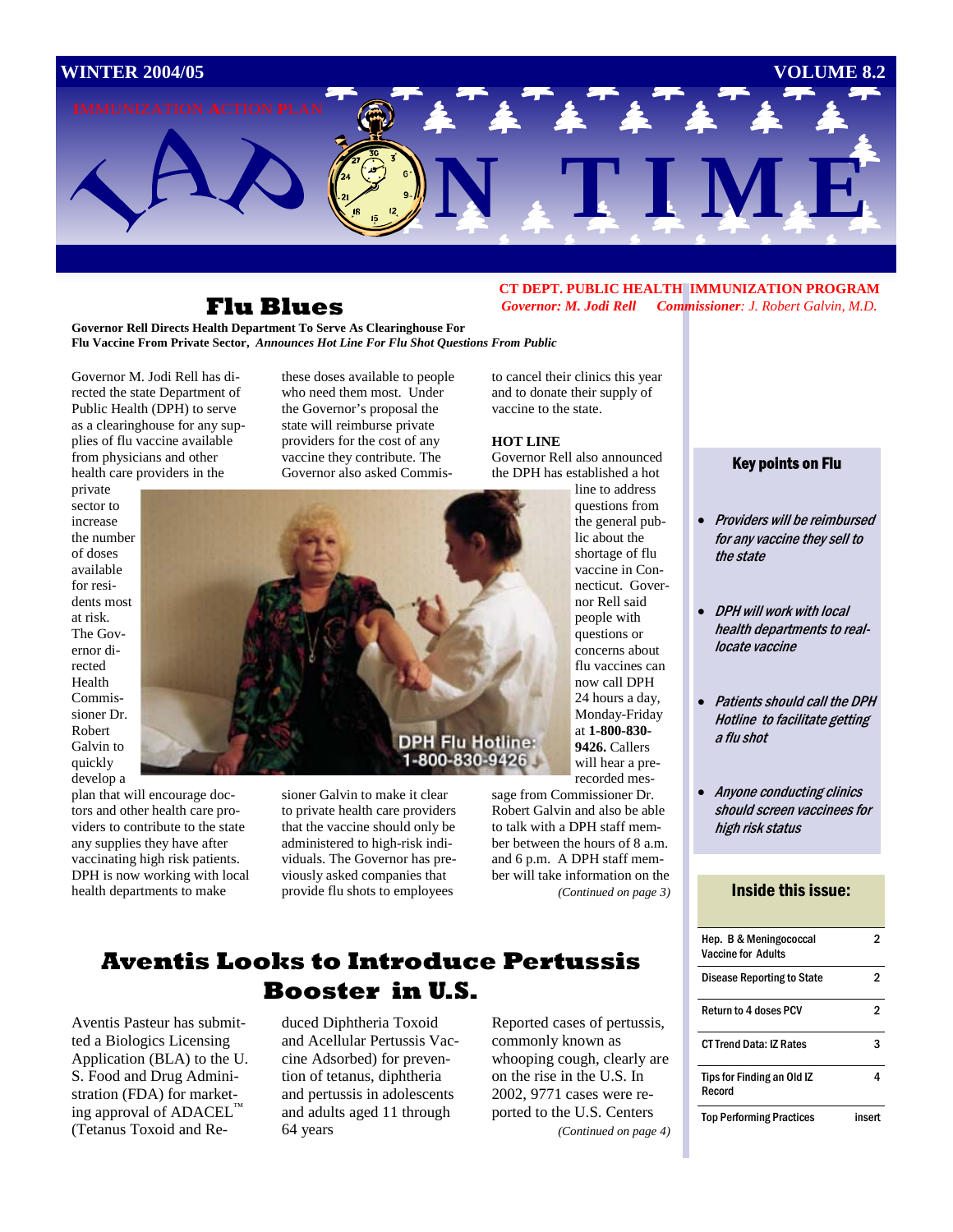WINTER 2004/05 VOLUME 8.2

IMMUNIZATION ACTION PLAN

# IAP ON TIME

**CT DEPT. PUBLIC HEALTH IMMUNIZATION PROGRAM**
*Governor: M. Jodi Rell* *Commissioner: J. Robert Galvin, M.D.*

## Flu Blues

**Governor Rell Directs Health Department To Serve As Clearinghouse For Flu Vaccine From Private Sector,** ***Announces Hot Line For Flu Shot Questions From Public***

Governor M. Jodi Rell has directed the state Department of Public Health (DPH) to serve as a clearinghouse for any supplies of flu vaccine available from physicians and other health care providers in the private sector to increase the number of doses available for residents most at risk. The Governor directed Health Commissioner Dr. Robert Galvin to quickly develop a plan that will encourage doctors and other health care providers to contribute to the state any supplies they have after vaccinating high risk patients. DPH is now working with local health departments to make these doses available to people who need them most. Under the Governor's proposal the state will reimburse private providers for the cost of any vaccine they contribute. The Governor also asked Commissioner Galvin to make it clear to private health care providers that the vaccine should only be administered to high-risk individuals. The Governor has previously asked companies that provide flu shots to employees to cancel their clinics this year and to donate their supply of vaccine to the state.

**HOT LINE**
Governor Rell also announced the DPH has established a hot line to address questions from the general public about the shortage of flu vaccine in Connecticut. Governor Rell said people with questions or concerns about flu vaccines can now call DPH 24 hours a day, Monday-Friday at **1-800-830-9426.** Callers will hear a pre-recorded message from Commissioner Dr. Robert Galvin and also be able to talk with a DPH staff member between the hours of 8 a.m. and 6 p.m. A DPH staff member will take information on the

*(Continued on page 3)*

DPH Flu Hotline: 1-800-830-9426

### Key points on Flu

- *Providers will be reimbursed for any vaccine they sell to the state*
- *DPH will work with local health departments to reallocate vaccine*
- *Patients should call the DPH Hotline to facilitate getting a flu shot*
- *Anyone conducting clinics should screen vaccinees for high risk status*

## Aventis Looks to Introduce Pertussis Booster in U.S.

Aventis Pasteur has submitted a Biologics Licensing Application (BLA) to the U. S. Food and Drug Administration (FDA) for marketing approval of ADACEL™ (Tetanus Toxoid and Reduced Diphtheria Toxoid and Acellular Pertussis Vaccine Adsorbed) for prevention of tetanus, diphtheria and pertussis in adolescents and adults aged 11 through 64 years

Reported cases of pertussis, commonly known as whooping cough, clearly are on the rise in the U.S. In 2002, 9771 cases were reported to the U.S. Centers

*(Continued on page 4)*

### Inside this issue:

| | |
|---|---|
| Hep. B & Meningococcal Vaccine for Adults | 2 |
| Disease Reporting to State | 2 |
| Return to 4 doses PCV | 2 |
| CT Trend Data: IZ Rates | 3 |
| Tips for Finding an Old IZ Record | 4 |
| Top Performing Practices | insert |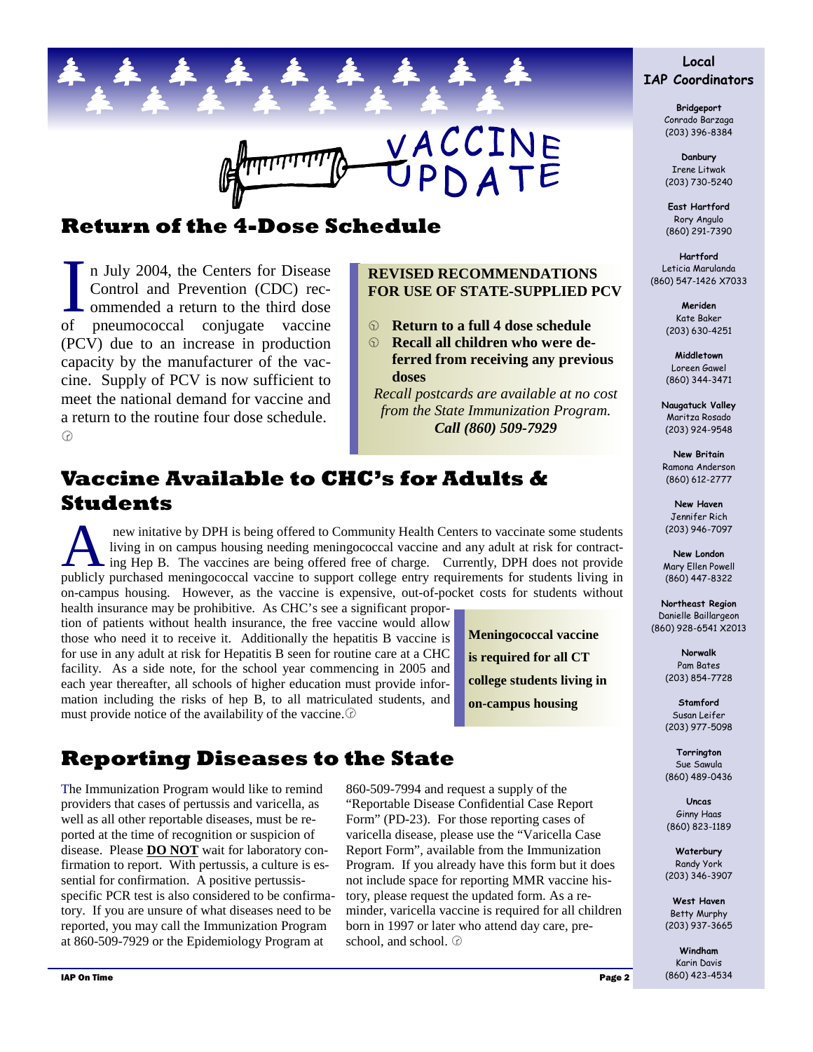# VACCINE UPDATE

## Return of the 4-Dose Schedule

In July 2004, the Centers for Disease Control and Prevention (CDC) recommended a return to the third dose of pneumococcal conjugate vaccine (PCV) due to an increase in production capacity by the manufacturer of the vaccine. Supply of PCV is now sufficient to meet the national demand for vaccine and a return to the routine four dose schedule.

**REVISED RECOMMENDATIONS FOR USE OF STATE-SUPPLIED PCV**

- **Return to a full 4 dose schedule**
- **Recall all children who were deferred from receiving any previous doses**

*Recall postcards are available at no cost from the State Immunization Program.* ***Call (860) 509-7929***

## Vaccine Available to CHC's for Adults & Students

A new initative by DPH is being offered to Community Health Centers to vaccinate some students living in on campus housing needing meningococcal vaccine and any adult at risk for contracting Hep B. The vaccines are being offered free of charge. Currently, DPH does not provide publicly purchased meningococcal vaccine to support college entry requirements for students living in on-campus housing. However, as the vaccine is expensive, out-of-pocket costs for students without health insurance may be prohibitive. As CHC's see a significant proportion of patients without health insurance, the free vaccine would allow those who need it to receive it. Additionally the hepatitis B vaccine is for use in any adult at risk for Hepatitis B seen for routine care at a CHC facility. As a side note, for the school year commencing in 2005 and each year thereafter, all schools of higher education must provide information including the risks of hep B, to all matriculated students, and must provide notice of the availability of the vaccine.

**Meningococcal vaccine is required for all CT college students living in on-campus housing**

## Reporting Diseases to the State

The Immunization Program would like to remind providers that cases of pertussis and varicella, as well as all other reportable diseases, must be reported at the time of recognition or suspicion of disease. Please **DO NOT** wait for laboratory confirmation to report. With pertussis, a culture is essential for confirmation. A positive pertussis-specific PCR test is also considered to be confirmatory. If you are unsure of what diseases need to be reported, you may call the Immunization Program at 860-509-7929 or the Epidemiology Program at 860-509-7994 and request a supply of the "Reportable Disease Confidential Case Report Form" (PD-23). For those reporting cases of varicella disease, please use the "Varicella Case Report Form", available from the Immunization Program. If you already have this form but it does not include space for reporting MMR vaccine history, please request the updated form. As a reminder, varicella vaccine is required for all children born in 1997 or later who attend day care, preschool, and school.

---

### Local IAP Coordinators

**Bridgeport**
Conrado Barzaga
(203) 396-8384

**Danbury**
Irene Litwak
(203) 730-5240

**East Hartford**
Rory Angulo
(860) 291-7390

**Hartford**
Leticia Marulanda
(860) 547-1426 X7033

**Meriden**
Kate Baker
(203) 630-4251

**Middletown**
Loreen Gawel
(860) 344-3471

**Naugatuck Valley**
Maritza Rosado
(203) 924-9548

**New Britain**
Ramona Anderson
(860) 612-2777

**New Haven**
Jennifer Rich
(203) 946-7097

**New London**
Mary Ellen Powell
(860) 447-8322

**Northeast Region**
Danielle Baillargeon
(860) 928-6541 X2013

**Norwalk**
Pam Bates
(203) 854-7728

**Stamford**
Susan Leifer
(203) 977-5098

**Torrington**
Sue Sawula
(860) 489-0436

**Uncas**
Ginny Haas
(860) 823-1189

**Waterbury**
Randy York
(203) 346-3907

**West Haven**
Betty Murphy
(203) 937-3665

**Windham**
Karin Davis
(860) 423-4534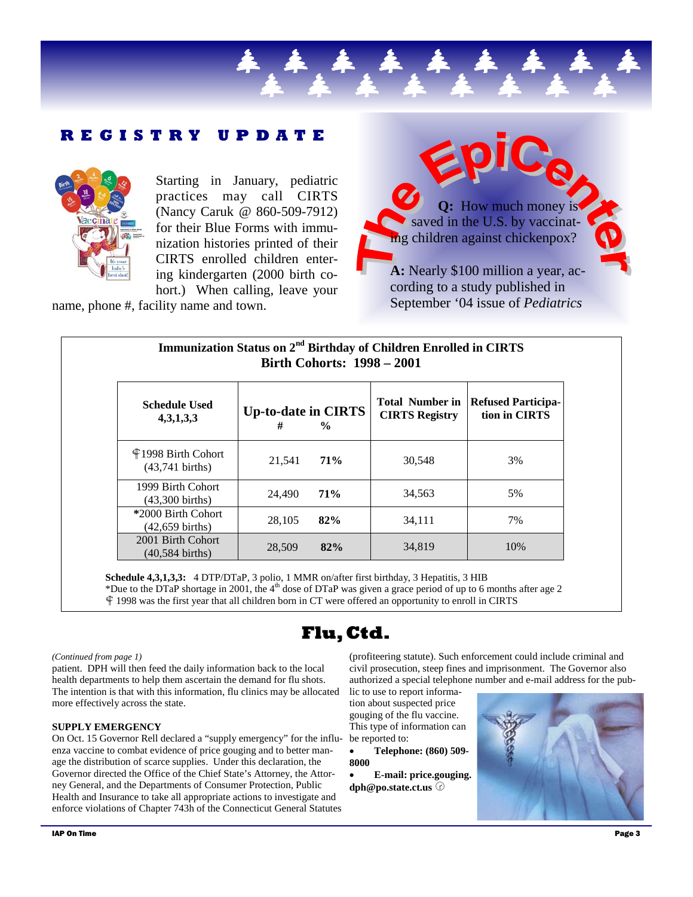## REGISTRY UPDATE

Starting in January, pediatric practices may call CIRTS (Nancy Caruk @ 860-509-7912) for their Blue Forms with immunization histories printed of their CIRTS enrolled children entering kindergarten (2000 birth cohort.) When calling, leave your name, phone #, facility name and town.

## The EpiCenter

**Q:** How much money is saved in the U.S. by vaccinating children against chickenpox?

**A:** Nearly $100 million a year, according to a study published in September '04 issue of *Pediatrics*

**Immunization Status on 2nd Birthday of Children Enrolled in CIRTS**
**Birth Cohorts: 1998 – 2001**

| Schedule Used 4,3,1,3,3 | Up-to-date in CIRTS # | % | Total Number in CIRTS Registry | Refused Participation in CIRTS |
|---|---|---|---|---|
| ¢1998 Birth Cohort (43,741 births) | 21,541 | **71%** | 30,548 | 3% |
| 1999 Birth Cohort (43,300 births) | 24,490 | **71%** | 34,563 | 5% |
| *2000 Birth Cohort (42,659 births) | 28,105 | **82%** | 34,111 | 7% |
| 2001 Birth Cohort (40,584 births) | 28,509 | **82%** | 34,819 | 10% |

**Schedule 4,3,1,3,3:** 4 DTP/DTaP, 3 polio, 1 MMR on/after first birthday, 3 Hepatitis, 3 HIB
*Due to the DTaP shortage in 2001, the 4th dose of DTaP was given a grace period of up to 6 months after age 2
¢ 1998 was the first year that all children born in CT were offered an opportunity to enroll in CIRTS

## Flu, Ctd.

*(Continued from page 1)*

patient. DPH will then feed the daily information back to the local health departments to help them ascertain the demand for flu shots. The intention is that with this information, flu clinics may be allocated more effectively across the state.

**SUPPLY EMERGENCY**

On Oct. 15 Governor Rell declared a "supply emergency" for the influenza vaccine to combat evidence of price gouging and to better manage the distribution of scarce supplies. Under this declaration, the Governor directed the Office of the Chief State's Attorney, the Attorney General, and the Departments of Consumer Protection, Public Health and Insurance to take all appropriate actions to investigate and enforce violations of Chapter 743h of the Connecticut General Statutes (profiteering statute). Such enforcement could include criminal and civil prosecution, steep fines and imprisonment. The Governor also authorized a special telephone number and e-mail address for the public to use to report information about suspected price gouging of the flu vaccine. This type of information can be reported to:

- **Telephone: (860) 509-8000**
- **E-mail: price.gouging.dph@po.state.ct.us**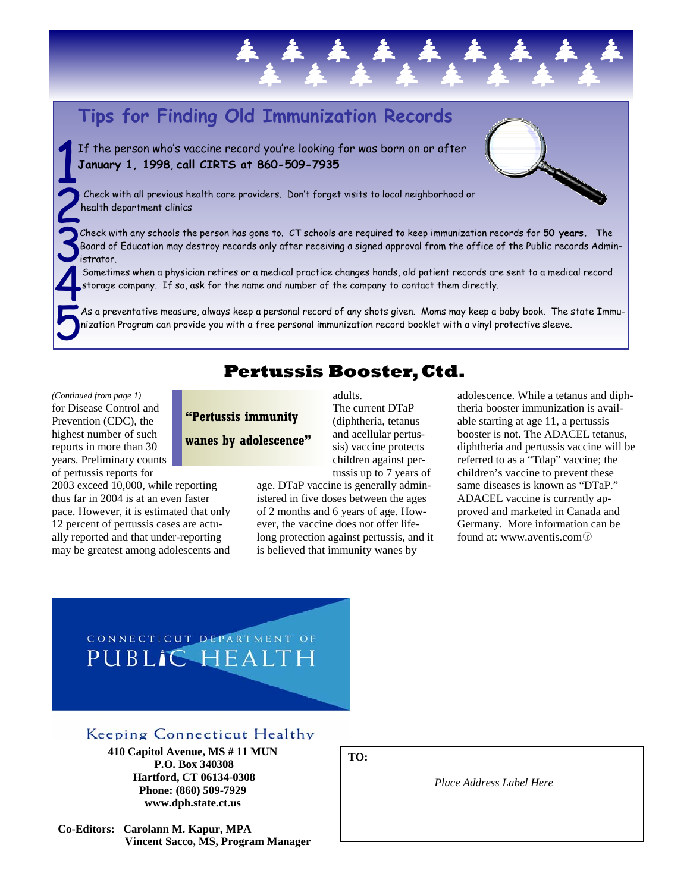## Tips for Finding Old Immunization Records

1. If the person who's vaccine record you're looking for was born on or after **January 1, 1998, call CIRTS at 860-509-7935**

2. Check with all previous health care providers. Don't forget visits to local neighborhood or health department clinics

3. Check with any schools the person has gone to. CT schools are required to keep immunization records for **50 years.** The Board of Education may destroy records only after receiving a signed approval from the office of the Public records Administrator.

4. Sometimes when a physician retires or a medical practice changes hands, old patient records are sent to a medical record storage company. If so, ask for the name and number of the company to contact them directly.

5. As a preventative measure, always keep a personal record of any shots given. Moms may keep a baby book. The state Immunization Program can provide you with a free personal immunization record booklet with a vinyl protective sleeve.

# Pertussis Booster, Ctd.

*(Continued from page 1)*

for Disease Control and Prevention (CDC), the highest number of such reports in more than 30 years. Preliminary counts of pertussis reports for 2003 exceed 10,000, while reporting thus far in 2004 is at an even faster pace. However, it is estimated that only 12 percent of pertussis cases are actually reported and that under-reporting may be greatest among adolescents and adults.

**"Pertussis immunity wanes by adolescence"**

The current DTaP (diphtheria, tetanus and acellular pertussis) vaccine protects children against pertussis up to 7 years of age. DTaP vaccine is generally administered in five doses between the ages of 2 months and 6 years of age. However, the vaccine does not offer lifelong protection against pertussis, and it is believed that immunity wanes by adolescence. While a tetanus and diphtheria booster immunization is available starting at age 11, a pertussis booster is not. The ADACEL tetanus, diphtheria and pertussis vaccine will be referred to as a "Tdap" vaccine; the children's vaccine to prevent these same diseases is known as "DTaP." ADACEL vaccine is currently approved and marketed in Canada and Germany. More information can be found at: www.aventis.com

CONNECTICUT DEPARTMENT OF PUBLIC HEALTH

Keeping Connecticut Healthy

**410 Capitol Avenue, MS # 11 MUN**
**P.O. Box 340308**
**Hartford, CT 06134-0308**
**Phone: (860) 509-7929**
**www.dph.state.ct.us**

**Co-Editors: Carolann M. Kapur, MPA**
**Vincent Sacco, MS, Program Manager**

**TO:**

*Place Address Label Here*